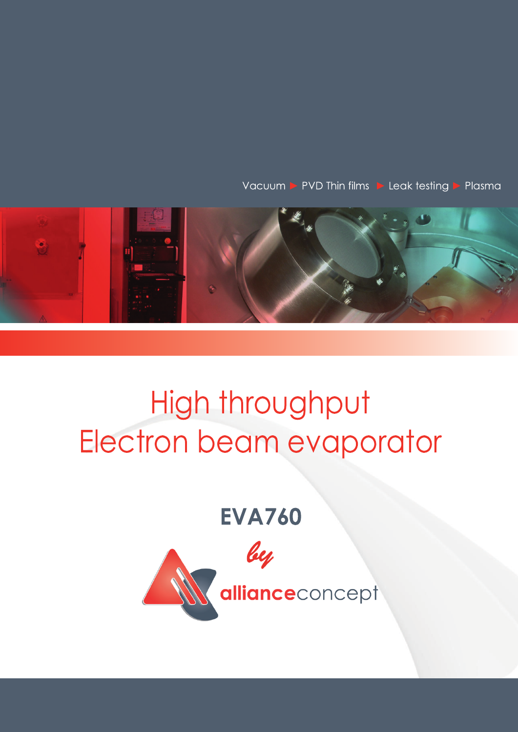Vacuum ▶ PVD Thin films ▶ Leak testing ▶ Plasma

# High throughput Electron beam evaporator

## EVA760

*by*

**alliance**concept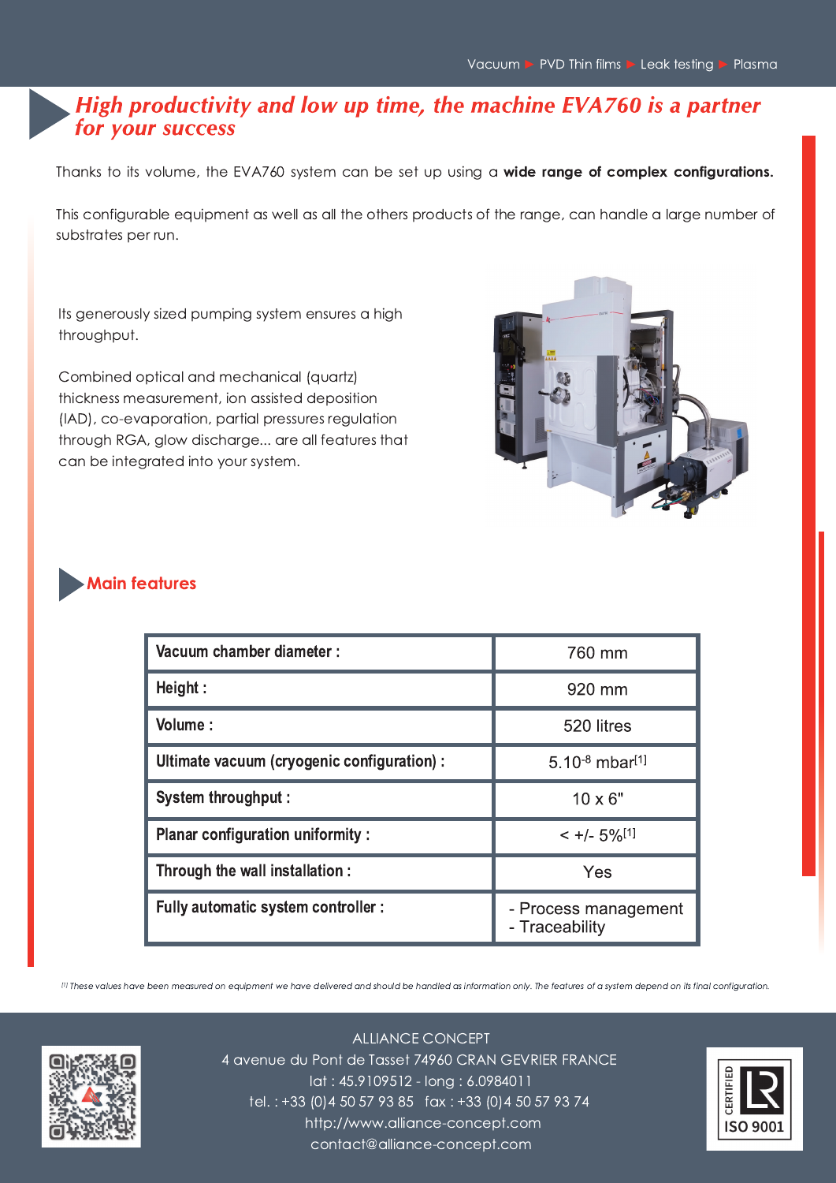Vacuum ▸ PVD Thin films ▸ Leak testing ▸ Plasma

## High productivity and low up time, the machine EVA760 is a partner for your success

Thanks to its volume, the EVA760 system can be set up using a **wide range of complex configurations.**

This configurable equipment as well as all the others products of the range, can handle a large number of substrates per run.

Its generously sized pumping system ensures a high throughput.

Combined optical and mechanical (quartz) thickness measurement, ion assisted deposition (IAD), co-evaporation, partial pressures regulation through RGA, glow discharge... are all features that can be integrated into your system.

## Main features

| | |
|---|---|
| **Vacuum chamber diameter :** | 760 mm |
| **Height :** | 920 mm |
| **Volume :** | 520 litres |
| **Ultimate vacuum (cryogenic configuration) :** | $5.10^{-8}$ mbar[1] |
| **System throughput :** | 10 x 6" |
| **Planar configuration uniformity :** | < +/- 5%[1] |
| **Through the wall installation :** | Yes |
| **Fully automatic system controller :** | - Process management<br>- Traceability |

*[1] These values have been measured on equipment we have delivered and should be handled as information only. The features of a system depend on its final configuration.*

ALLIANCE CONCEPT
4 avenue du Pont de Tasset 74960 CRAN GEVRIER FRANCE
lat : 45.9109512 - long : 6.0984011
tel. : +33 (0)4 50 57 93 85 fax : +33 (0)4 50 57 93 74
http://www.alliance-concept.com
contact@alliance-concept.com

CERTIFIED ISO 9001